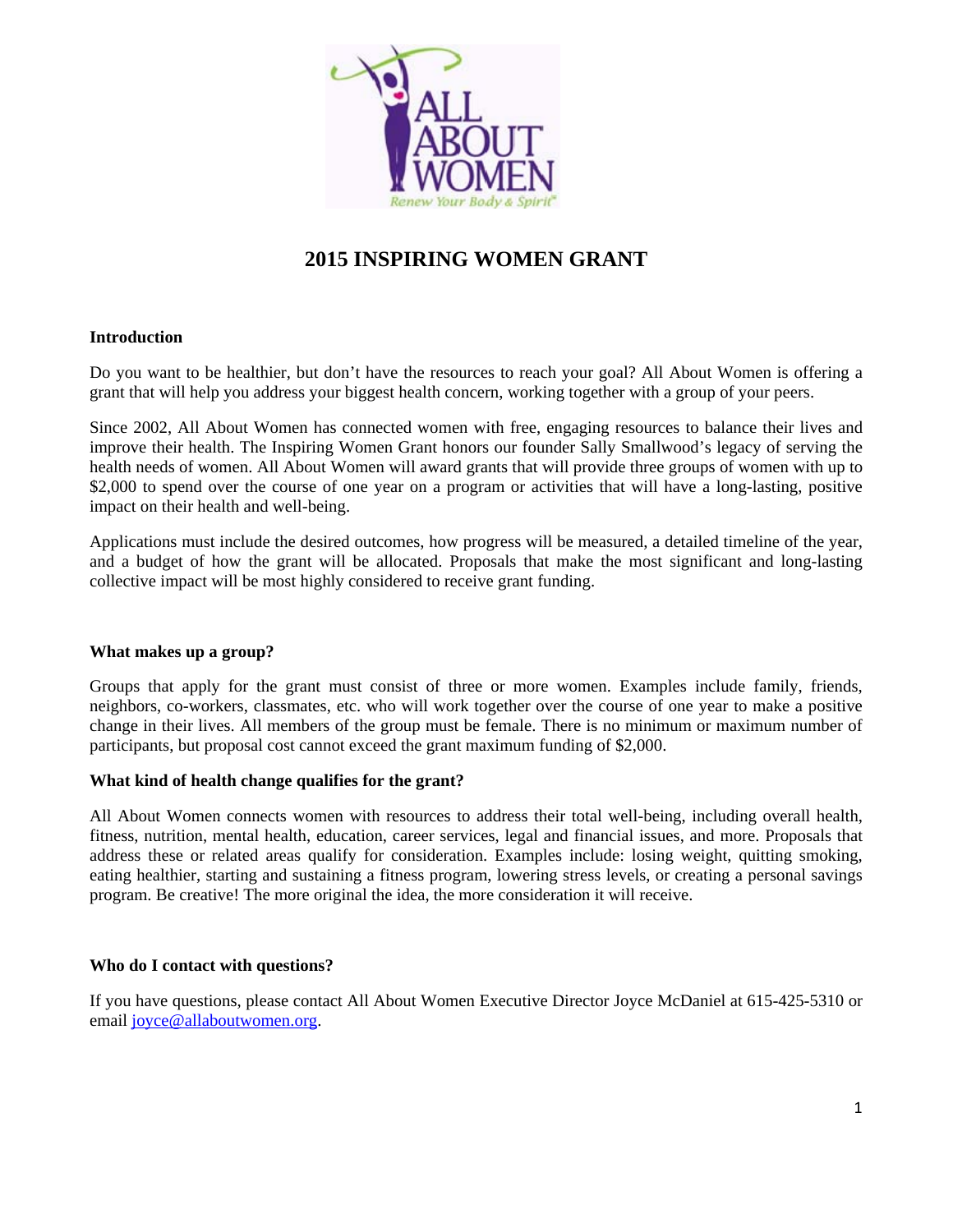# 2015 INSPIRING WOMEN GRANT

## Introduction

Do you want to be healthier, but don't have the resources to reach your goal? All About Women is offering a grant that will help you address your biggest health concern, working together with a group of your peers.

Since 2002, All About Women has connected women with free, engaging resources to balance their lives and improve their health. The Inspiring Women Grant honors our founder Sally Smallwood's legacy of serving the health needs of women. All About Women will award grants that will provide three groups of women with up to $2,000 to spend over the course of one year on a program or activities that will have a long-lasting, positive impact on their health and well-being.

Applications must include the desired outcomes, how progress will be measured, a detailed timeline of the year, and a budget of how the grant will be allocated. Proposals that make the most significant and long-lasting collective impact will be most highly considered to receive grant funding.

## What makes up a group?

Groups that apply for the grant must consist of three or more women. Examples include family, friends, neighbors, co-workers, classmates, etc. who will work together over the course of one year to make a positive change in their lives. All members of the group must be female. There is no minimum or maximum number of participants, but proposal cost cannot exceed the grant maximum funding of $2,000.

## What kind of health change qualifies for the grant?

All About Women connects women with resources to address their total well-being, including overall health, fitness, nutrition, mental health, education, career services, legal and financial issues, and more. Proposals that address these or related areas qualify for consideration. Examples include: losing weight, quitting smoking, eating healthier, starting and sustaining a fitness program, lowering stress levels, or creating a personal savings program. Be creative! The more original the idea, the more consideration it will receive.

## Who do I contact with questions?

If you have questions, please contact All About Women Executive Director Joyce McDaniel at 615-425-5310 or email joyce@allaboutwomen.org.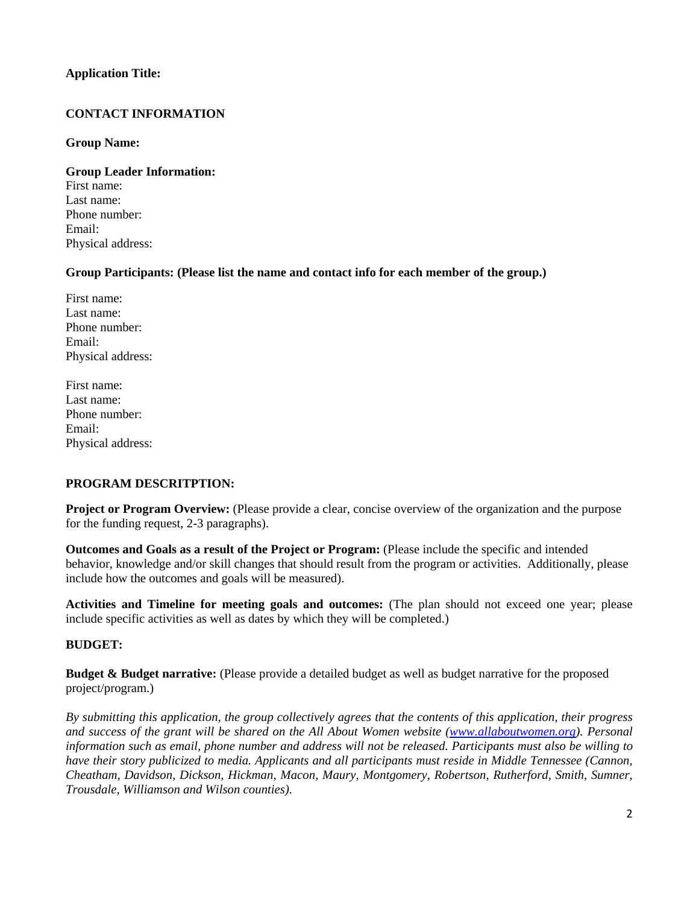**Application Title:**

**CONTACT INFORMATION**

**Group Name:**

**Group Leader Information:**
First name:
Last name:
Phone number:
Email:
Physical address:

**Group Participants: (Please list the name and contact info for each member of the group.)**

First name:
Last name:
Phone number:
Email:
Physical address:

First name:
Last name:
Phone number:
Email:
Physical address:

**PROGRAM DESCRITPTION:**

**Project or Program Overview:** (Please provide a clear, concise overview of the organization and the purpose for the funding request, 2-3 paragraphs).

**Outcomes and Goals as a result of the Project or Program:** (Please include the specific and intended behavior, knowledge and/or skill changes that should result from the program or activities. Additionally, please include how the outcomes and goals will be measured).

**Activities and Timeline for meeting goals and outcomes:** (The plan should not exceed one year; please include specific activities as well as dates by which they will be completed.)

**BUDGET:**

**Budget & Budget narrative:** (Please provide a detailed budget as well as budget narrative for the proposed project/program.)

*By submitting this application, the group collectively agrees that the contents of this application, their progress and success of the grant will be shared on the All About Women website ([www.allaboutwomen.org](http://www.allaboutwomen.org)). Personal information such as email, phone number and address will not be released. Participants must also be willing to have their story publicized to media. Applicants and all participants must reside in Middle Tennessee (Cannon, Cheatham, Davidson, Dickson, Hickman, Macon, Maury, Montgomery, Robertson, Rutherford, Smith, Sumner, Trousdale, Williamson and Wilson counties).*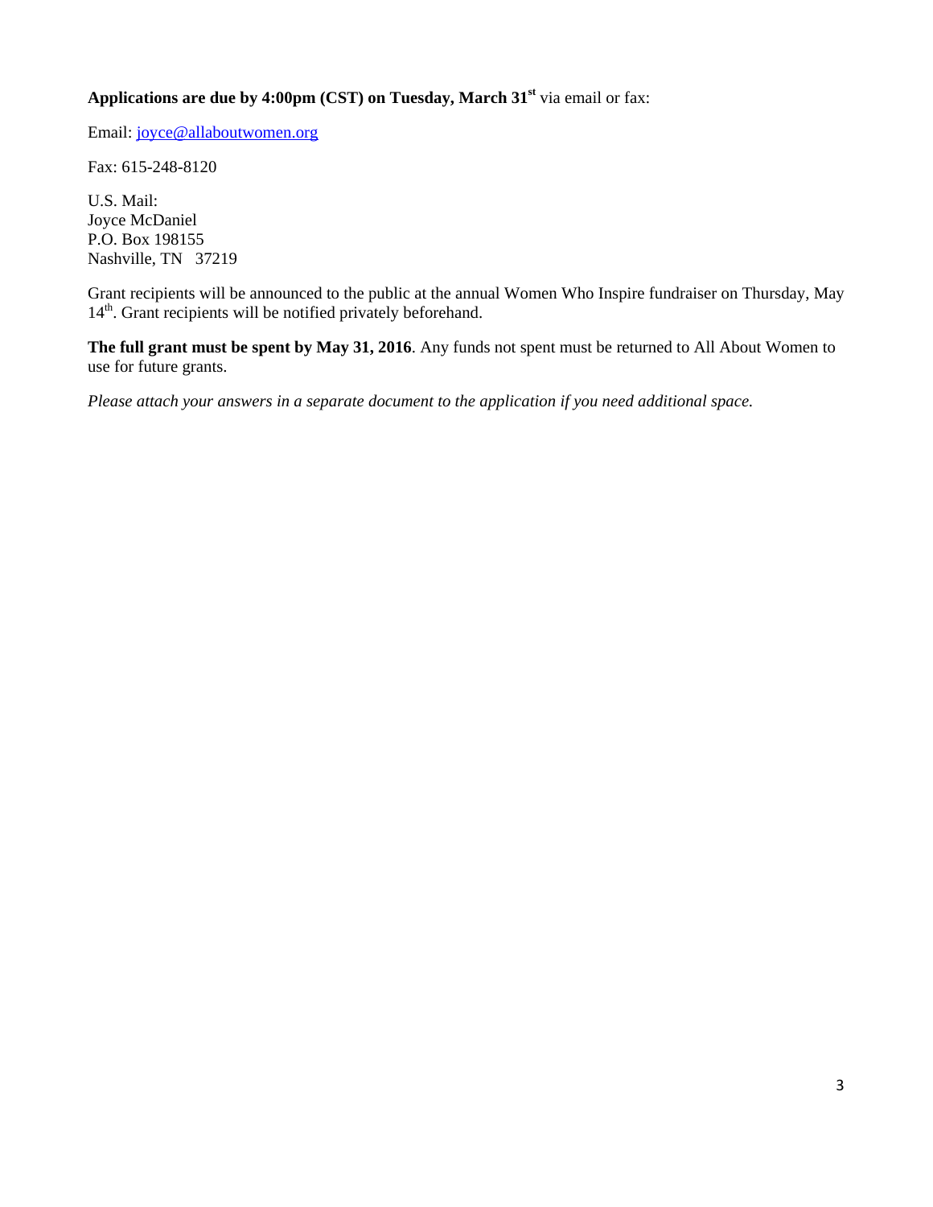**Applications are due by 4:00pm (CST) on Tuesday, March 31st** via email or fax:

Email: joyce@allaboutwomen.org

Fax: 615-248-8120

U.S. Mail:
Joyce McDaniel
P.O. Box 198155
Nashville, TN 37219

Grant recipients will be announced to the public at the annual Women Who Inspire fundraiser on Thursday, May 14th. Grant recipients will be notified privately beforehand.

**The full grant must be spent by May 31, 2016**. Any funds not spent must be returned to All About Women to use for future grants.

*Please attach your answers in a separate document to the application if you need additional space.*